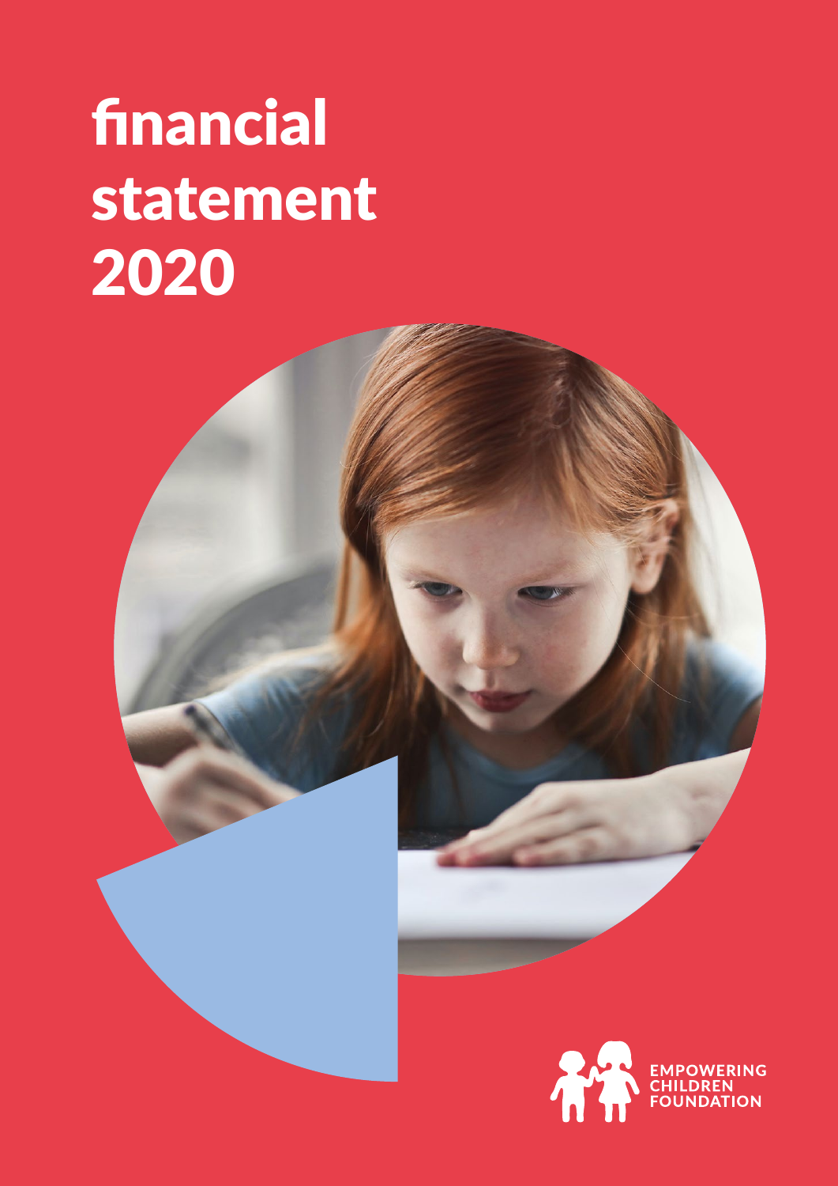# financial statement 2020

EMPOWERING CHILDREN FOUNDATION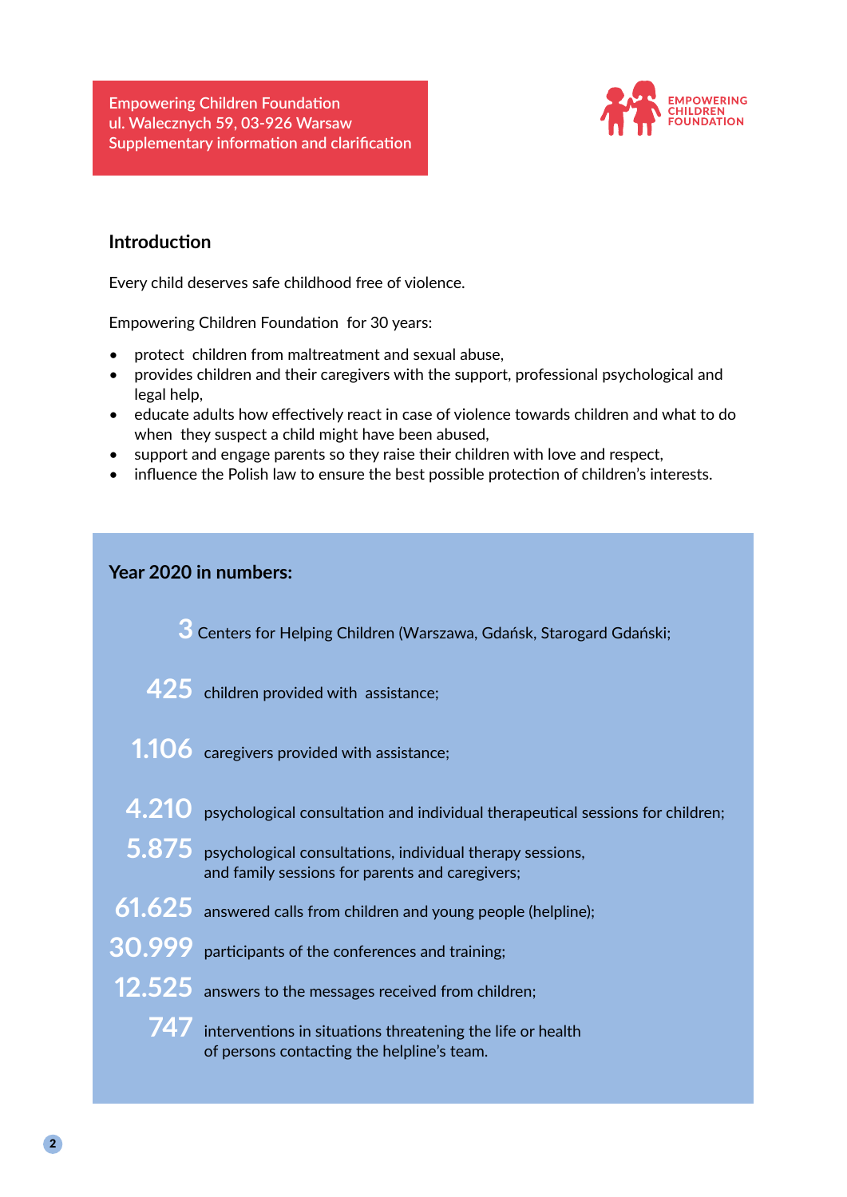Empowering Children Foundation
ul. Walecznych 59, 03-926 Warsaw
Supplementary information and clarification

EMPOWERING CHILDREN FOUNDATION

## Introduction

Every child deserves safe childhood free of violence.

Empowering Children Foundation  for 30 years:

- protect  children from maltreatment and sexual abuse,
- provides children and their caregivers with the support, professional psychological and legal help,
- educate adults how effectively react in case of violence towards children and what to do when  they suspect a child might have been abused,
- support and engage parents so they raise their children with love and respect,
- influence the Polish law to ensure the best possible protection of children's interests.

## Year 2020 in numbers:

**3** Centers for Helping Children (Warszawa, Gdańsk, Starogard Gdański;

**425** children provided with  assistance;

**1.106** caregivers provided with assistance;

**4.210** psychological consultation and individual therapeutical sessions for children;

**5.875** psychological consultations, individual therapy sessions, and family sessions for parents and caregivers;

**61.625** answered calls from children and young people (helpline);

**30.999** participants of the conferences and training;

**12.525** answers to the messages received from children;

**747** interventions in situations threatening the life or health of persons contacting the helpline's team.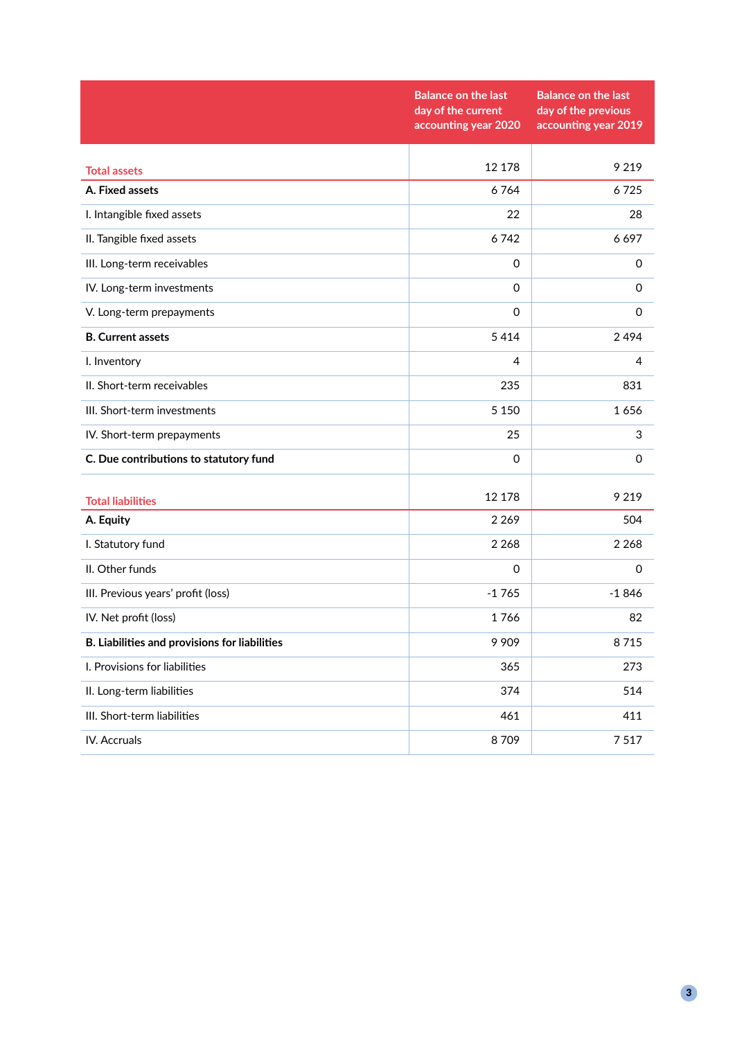| | Balance on the last day of the current accounting year 2020 | Balance on the last day of the previous accounting year 2019 |
|---|---|---|
| Total assets | 12 178 | 9 219 |
| **A. Fixed assets** | 6 764 | 6 725 |
| I. Intangible fixed assets | 22 | 28 |
| II. Tangible fixed assets | 6 742 | 6 697 |
| III. Long-term receivables | 0 | 0 |
| IV. Long-term investments | 0 | 0 |
| V. Long-term prepayments | 0 | 0 |
| **B. Current assets** | 5 414 | 2 494 |
| I. Inventory | 4 | 4 |
| II. Short-term receivables | 235 | 831 |
| III. Short-term investments | 5 150 | 1 656 |
| IV. Short-term prepayments | 25 | 3 |
| **C. Due contributions to statutory fund** | 0 | 0 |
| Total liabilities | 12 178 | 9 219 |
| **A. Equity** | 2 269 | 504 |
| I. Statutory fund | 2 268 | 2 268 |
| II. Other funds | 0 | 0 |
| III. Previous years' profit (loss) | -1 765 | -1 846 |
| IV. Net profit (loss) | 1 766 | 82 |
| **B. Liabilities and provisions for liabilities** | 9 909 | 8 715 |
| I. Provisions for liabilities | 365 | 273 |
| II. Long-term liabilities | 374 | 514 |
| III. Short-term liabilities | 461 | 411 |
| IV. Accruals | 8 709 | 7 517 |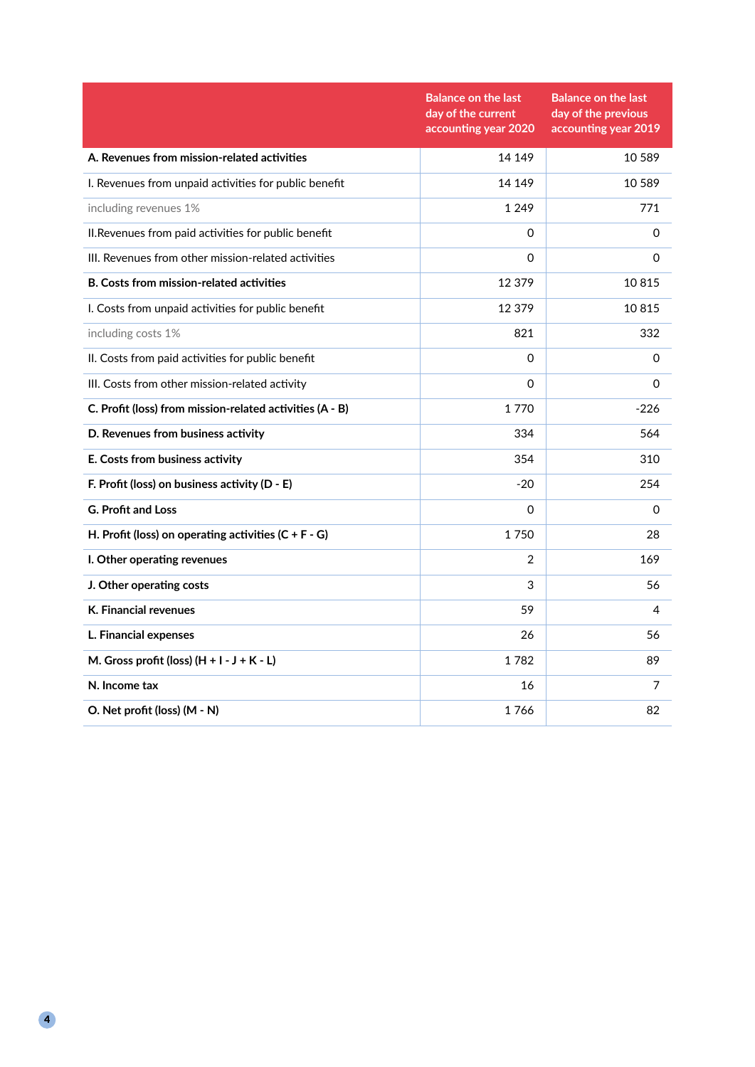| | Balance on the last day of the current accounting year 2020 | Balance on the last day of the previous accounting year 2019 |
|---|---|---|
| **A. Revenues from mission-related activities** | 14 149 | 10 589 |
| I. Revenues from unpaid activities for public benefit | 14 149 | 10 589 |
| including revenues 1% | 1 249 | 771 |
| II.Revenues from paid activities for public benefit | 0 | 0 |
| III. Revenues from other mission-related activities | 0 | 0 |
| **B. Costs from mission-related activities** | 12 379 | 10 815 |
| I. Costs from unpaid activities for public benefit | 12 379 | 10 815 |
| including costs 1% | 821 | 332 |
| II. Costs from paid activities for public benefit | 0 | 0 |
| III. Costs from other mission-related activity | 0 | 0 |
| **C. Profit (loss) from mission-related activities (A - B)** | 1 770 | -226 |
| **D. Revenues from business activity** | 334 | 564 |
| **E. Costs from business activity** | 354 | 310 |
| **F. Profit (loss) on business activity (D - E)** | -20 | 254 |
| **G. Profit and Loss** | 0 | 0 |
| **H. Profit (loss) on operating activities (C + F - G)** | 1 750 | 28 |
| **I. Other operating revenues** | 2 | 169 |
| **J. Other operating costs** | 3 | 56 |
| **K. Financial revenues** | 59 | 4 |
| **L. Financial expenses** | 26 | 56 |
| **M. Gross profit (loss) (H + I - J + K - L)** | 1 782 | 89 |
| **N. Income tax** | 16 | 7 |
| **O. Net profit (loss) (M - N)** | 1 766 | 82 |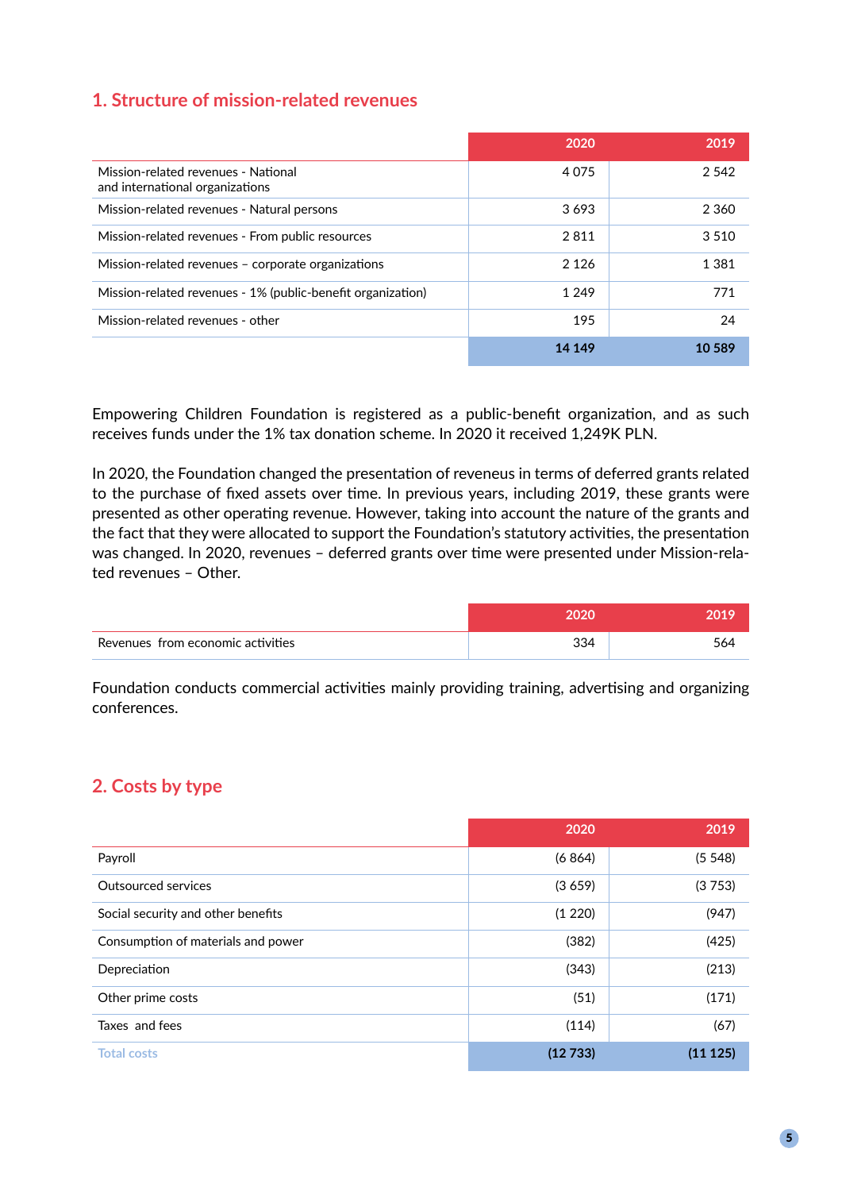## 1. Structure of mission-related revenues

| | 2020 | 2019 |
|---|---|---|
| Mission-related revenues - National and international organizations | 4 075 | 2 542 |
| Mission-related revenues - Natural persons | 3 693 | 2 360 |
| Mission-related revenues - From public resources | 2 811 | 3 510 |
| Mission-related revenues – corporate organizations | 2 126 | 1 381 |
| Mission-related revenues - 1% (public-benefit organization) | 1 249 | 771 |
| Mission-related revenues - other | 195 | 24 |
| | **14 149** | **10 589** |

Empowering Children Foundation is registered as a public-benefit organization, and as such receives funds under the 1% tax donation scheme. In 2020 it received 1,249K PLN.

In 2020, the Foundation changed the presentation of reveneus in terms of deferred grants related to the purchase of fixed assets over time. In previous years, including 2019, these grants were presented as other operating revenue. However, taking into account the nature of the grants and the fact that they were allocated to support the Foundation's statutory activities, the presentation was changed. In 2020, revenues – deferred grants over time were presented under Mission-related revenues – Other.

| | 2020 | 2019 |
|---|---|---|
| Revenues from economic activities | 334 | 564 |

Foundation conducts commercial activities mainly providing training, advertising and organizing conferences.

## 2. Costs by type

| | 2020 | 2019 |
|---|---|---|
| Payroll | (6 864) | (5 548) |
| Outsourced services | (3 659) | (3 753) |
| Social security and other benefits | (1 220) | (947) |
| Consumption of materials and power | (382) | (425) |
| Depreciation | (343) | (213) |
| Other prime costs | (51) | (171) |
| Taxes and fees | (114) | (67) |
| Total costs | **(12 733)** | **(11 125)** |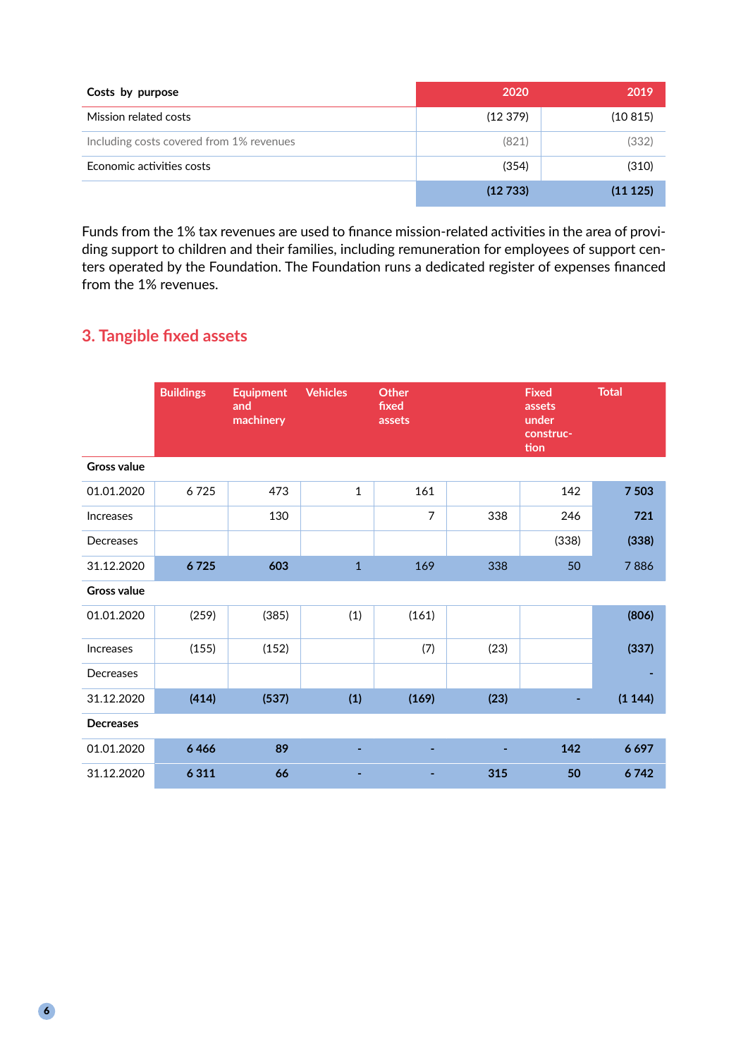| Costs by purpose | 2020 | 2019 |
|---|---|---|
| Mission related costs | (12 379) | (10 815) |
| Including costs covered from 1% revenues | (821) | (332) |
| Economic activities costs | (354) | (310) |
| | **(12 733)** | **(11 125)** |

Funds from the 1% tax revenues are used to finance mission-related activities in the area of providing support to children and their families, including remuneration for employees of support centers operated by the Foundation. The Foundation runs a dedicated register of expenses financed from the 1% revenues.

## 3. Tangible fixed assets

| | Buildings | Equipment and machinery | Vehicles | Other fixed assets | | Fixed assets under construction | Total |
|---|---|---|---|---|---|---|---|
| **Gross value** | | | | | | | |
| 01.01.2020 | 6 725 | 473 | 1 | 161 | | 142 | **7 503** |
| Increases | | 130 | | 7 | 338 | 246 | **721** |
| Decreases | | | | | | (338) | **(338)** |
| 31.12.2020 | **6 725** | **603** | 1 | 169 | 338 | 50 | 7 886 |
| **Gross value** | | | | | | | |
| 01.01.2020 | (259) | (385) | (1) | (161) | | | **(806)** |
| Increases | (155) | (152) | | (7) | (23) | | **(337)** |
| Decreases | | | | | | | **-** |
| 31.12.2020 | **(414)** | **(537)** | **(1)** | **(169)** | **(23)** | **-** | **(1 144)** |
| **Decreases** | | | | | | | |
| 01.01.2020 | **6 466** | **89** | **-** | **-** | **-** | **142** | **6 697** |
| 31.12.2020 | **6 311** | **66** | **-** | **-** | **315** | **50** | **6 742** |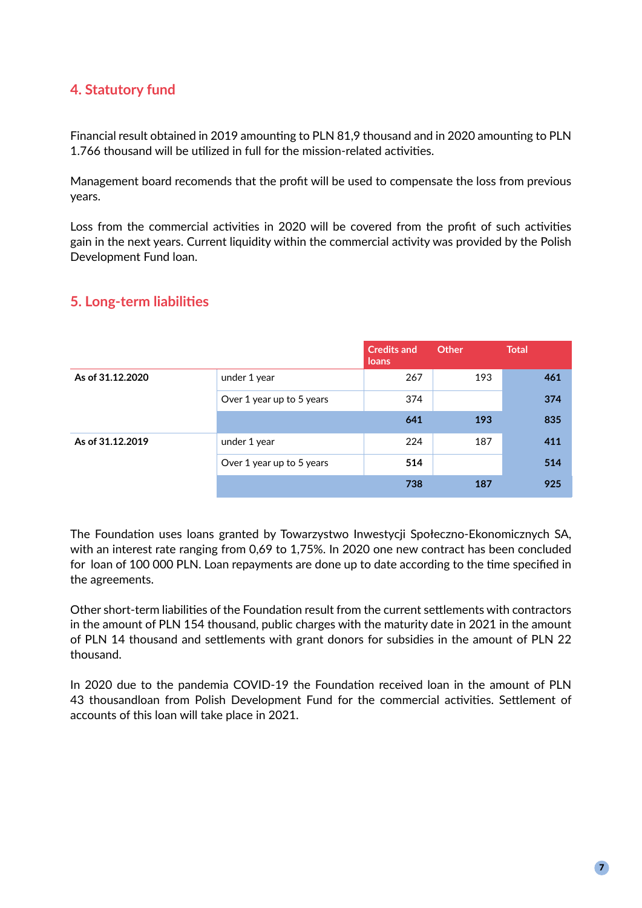## 4. Statutory fund

Financial result obtained in 2019 amounting to PLN 81,9 thousand and in 2020 amounting to PLN 1.766 thousand will be utilized in full for the mission-related activities.

Management board recomends that the profit will be used to compensate the loss from previous years.

Loss from the commercial activities in 2020 will be covered from the profit of such activities gain in the next years. Current liquidity within the commercial activity was provided by the Polish Development Fund loan.

## 5. Long-term liabilities

| | | Credits and loans | Other | Total |
|---|---|---|---|---|
| **As of 31.12.2020** | under 1 year | 267 | 193 | **461** |
| | Over 1 year up to 5 years | 374 | | **374** |
| | | **641** | **193** | **835** |
| **As of 31.12.2019** | under 1 year | 224 | 187 | **411** |
| | Over 1 year up to 5 years | **514** | | **514** |
| | | **738** | **187** | **925** |

The Foundation uses loans granted by Towarzystwo Inwestycji Społeczno-Ekonomicznych SA, with an interest rate ranging from 0,69 to 1,75%. In 2020 one new contract has been concluded for loan of 100 000 PLN. Loan repayments are done up to date according to the time specified in the agreements.

Other short-term liabilities of the Foundation result from the current settlements with contractors in the amount of PLN 154 thousand, public charges with the maturity date in 2021 in the amount of PLN 14 thousand and settlements with grant donors for subsidies in the amount of PLN 22 thousand.

In 2020 due to the pandemia COVID-19 the Foundation received loan in the amount of PLN 43 thousandloan from Polish Development Fund for the commercial activities. Settlement of accounts of this loan will take place in 2021.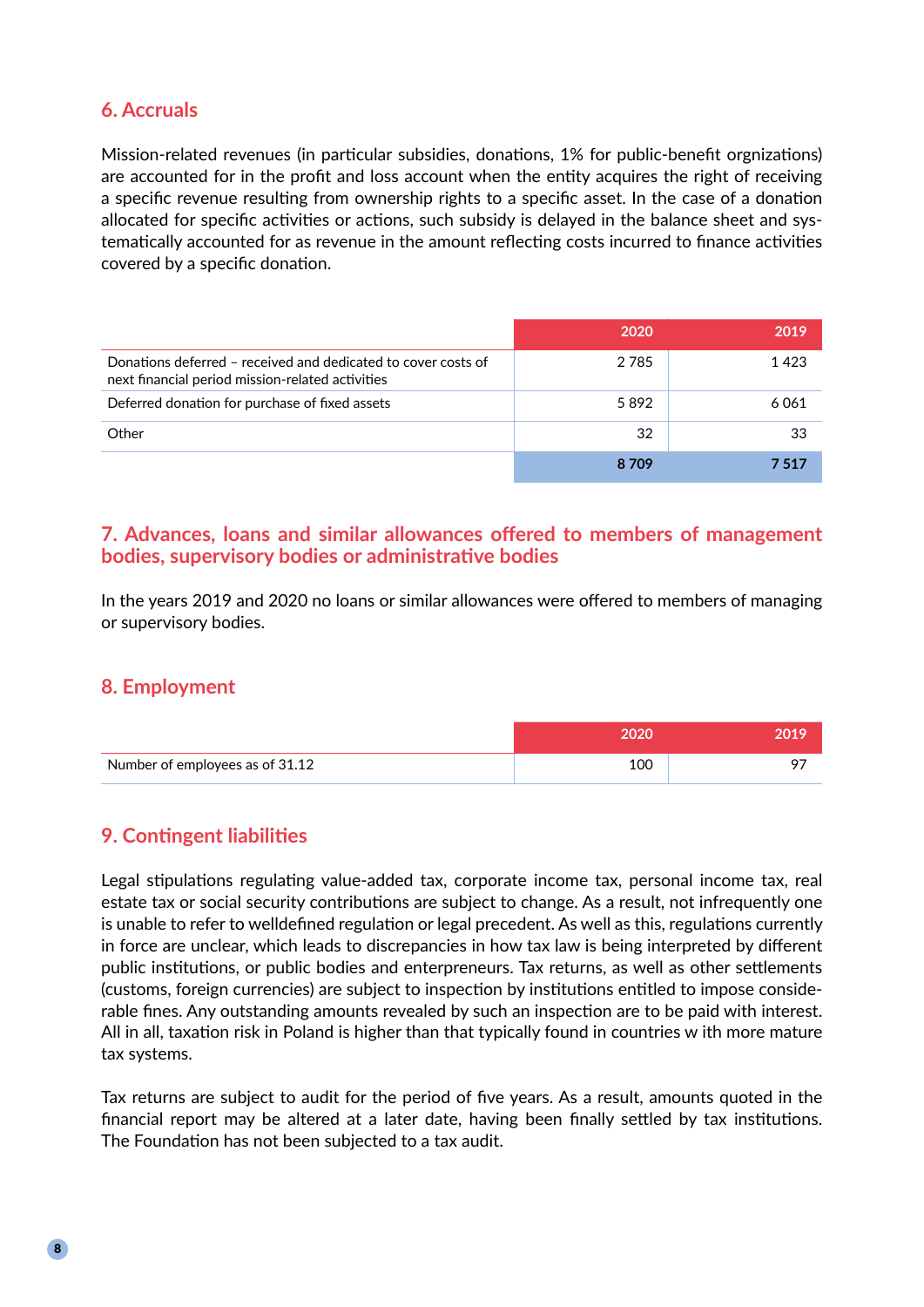## 6. Accruals

Mission-related revenues (in particular subsidies, donations, 1% for public-benefit orgnizations) are accounted for in the profit and loss account when the entity acquires the right of receiving a specific revenue resulting from ownership rights to a specific asset. In the case of a donation allocated for specific activities or actions, such subsidy is delayed in the balance sheet and systematically accounted for as revenue in the amount reflecting costs incurred to finance activities covered by a specific donation.

| | 2020 | 2019 |
|---|---|---|
| Donations deferred – received and dedicated to cover costs of next financial period mission-related activities | 2 785 | 1 423 |
| Deferred donation for purchase of fixed assets | 5 892 | 6 061 |
| Other | 32 | 33 |
| | **8 709** | **7 517** |

## 7. Advances, loans and similar allowances offered to members of management bodies, supervisory bodies or administrative bodies

In the years 2019 and 2020 no loans or similar allowances were offered to members of managing or supervisory bodies.

## 8. Employment

| | 2020 | 2019 |
|---|---|---|
| Number of employees as of 31.12 | 100 | 97 |

## 9. Contingent liabilities

Legal stipulations regulating value-added tax, corporate income tax, personal income tax, real estate tax or social security contributions are subject to change. As a result, not infrequently one is unable to refer to welldefined regulation or legal precedent. As well as this, regulations currently in force are unclear, which leads to discrepancies in how tax law is being interpreted by different public institutions, or public bodies and enterpreneurs. Tax returns, as well as other settlements (customs, foreign currencies) are subject to inspection by institutions entitled to impose considerable fines. Any outstanding amounts revealed by such an inspection are to be paid with interest. All in all, taxation risk in Poland is higher than that typically found in countries w ith more mature tax systems.

Tax returns are subject to audit for the period of five years. As a result, amounts quoted in the financial report may be altered at a later date, having been finally settled by tax institutions. The Foundation has not been subjected to a tax audit.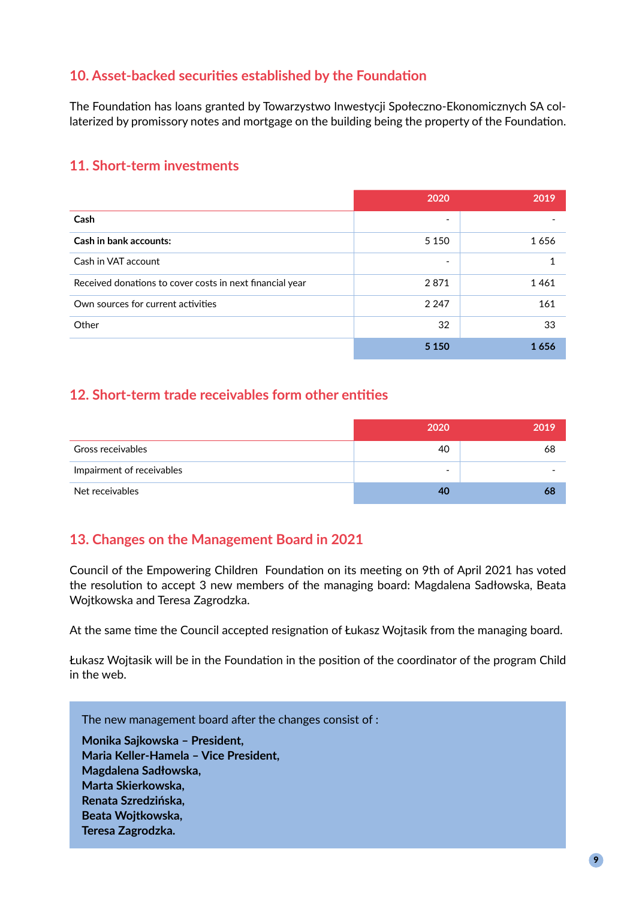## 10. Asset-backed securities established by the Foundation

The Foundation has loans granted by Towarzystwo Inwestycji Społeczno-Ekonomicznych SA collaterized by promissory notes and mortgage on the building being the property of the Foundation.

## 11. Short-term investments

| | 2020 | 2019 |
|---|---|---|
| **Cash** | - | - |
| **Cash in bank accounts:** | 5 150 | 1 656 |
| Cash in VAT account | - | 1 |
| Received donations to cover costs in next financial year | 2 871 | 1 461 |
| Own sources for current activities | 2 247 | 161 |
| Other | 32 | 33 |
| | **5 150** | **1 656** |

## 12. Short-term trade receivables form other entities

| | 2020 | 2019 |
|---|---|---|
| Gross receivables | 40 | 68 |
| Impairment of receivables | - | - |
| Net receivables | **40** | **68** |

## 13. Changes on the Management Board in 2021

Council of the Empowering Children Foundation on its meeting on 9th of April 2021 has voted the resolution to accept 3 new members of the managing board: Magdalena Sadłowska, Beata Wojtkowska and Teresa Zagrodzka.

At the same time the Council accepted resignation of Łukasz Wojtasik from the managing board.

Łukasz Wojtasik will be in the Foundation in the position of the coordinator of the program Child in the web.

The new management board after the changes consist of :

**Monika Sajkowska – President,**
**Maria Keller-Hamela – Vice President,**
**Magdalena Sadłowska,**
**Marta Skierkowska,**
**Renata Szredzińska,**
**Beata Wojtkowska,**
**Teresa Zagrodzka.**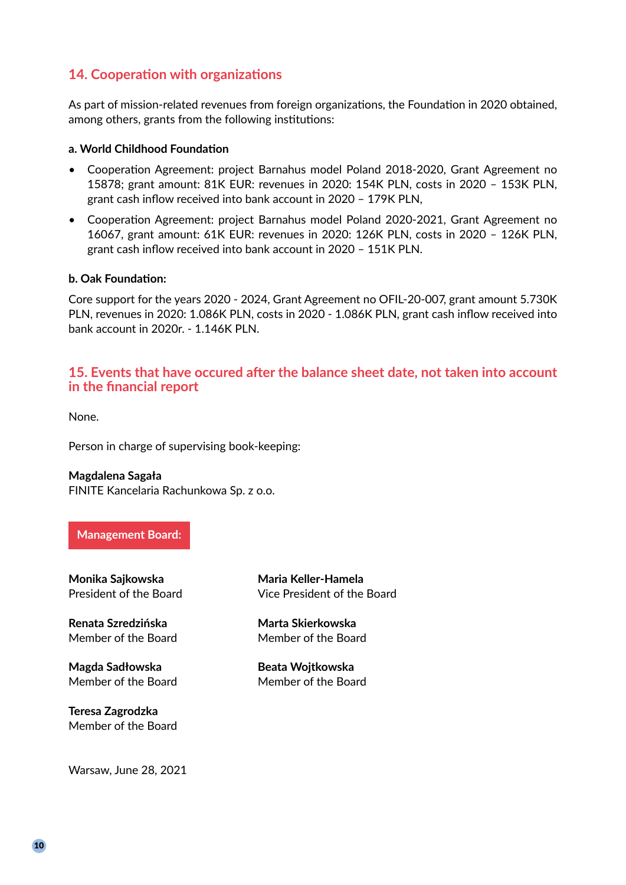## 14. Cooperation with organizations

As part of mission-related revenues from foreign organizations, the Foundation in 2020 obtained, among others, grants from the following institutions:

**a. World Childhood Foundation**

- Cooperation Agreement: project Barnahus model Poland 2018-2020, Grant Agreement no 15878; grant amount: 81K EUR: revenues in 2020: 154K PLN, costs in 2020 – 153K PLN, grant cash inflow received into bank account in 2020 – 179K PLN,
- Cooperation Agreement: project Barnahus model Poland 2020-2021, Grant Agreement no 16067, grant amount: 61K EUR: revenues in 2020: 126K PLN, costs in 2020 – 126K PLN, grant cash inflow received into bank account in 2020 – 151K PLN.

**b. Oak Foundation:**

Core support for the years 2020 - 2024, Grant Agreement no OFIL-20-007, grant amount 5.730K PLN, revenues in 2020: 1.086K PLN, costs in 2020 - 1.086K PLN, grant cash inflow received into bank account in 2020r. - 1.146K PLN.

## 15. Events that have occured after the balance sheet date, not taken into account in the financial report

None.

Person in charge of supervising book-keeping:

**Magdalena Sagała**
FINITE Kancelaria Rachunkowa Sp. z o.o.

**Management Board:**

**Monika Sajkowska**
President of the Board

**Maria Keller-Hamela**
Vice President of the Board

**Renata Szredzińska**
Member of the Board

**Marta Skierkowska**
Member of the Board

**Magda Sadłowska**
Member of the Board

**Beata Wojtkowska**
Member of the Board

**Teresa Zagrodzka**
Member of the Board

Warsaw, June 28, 2021